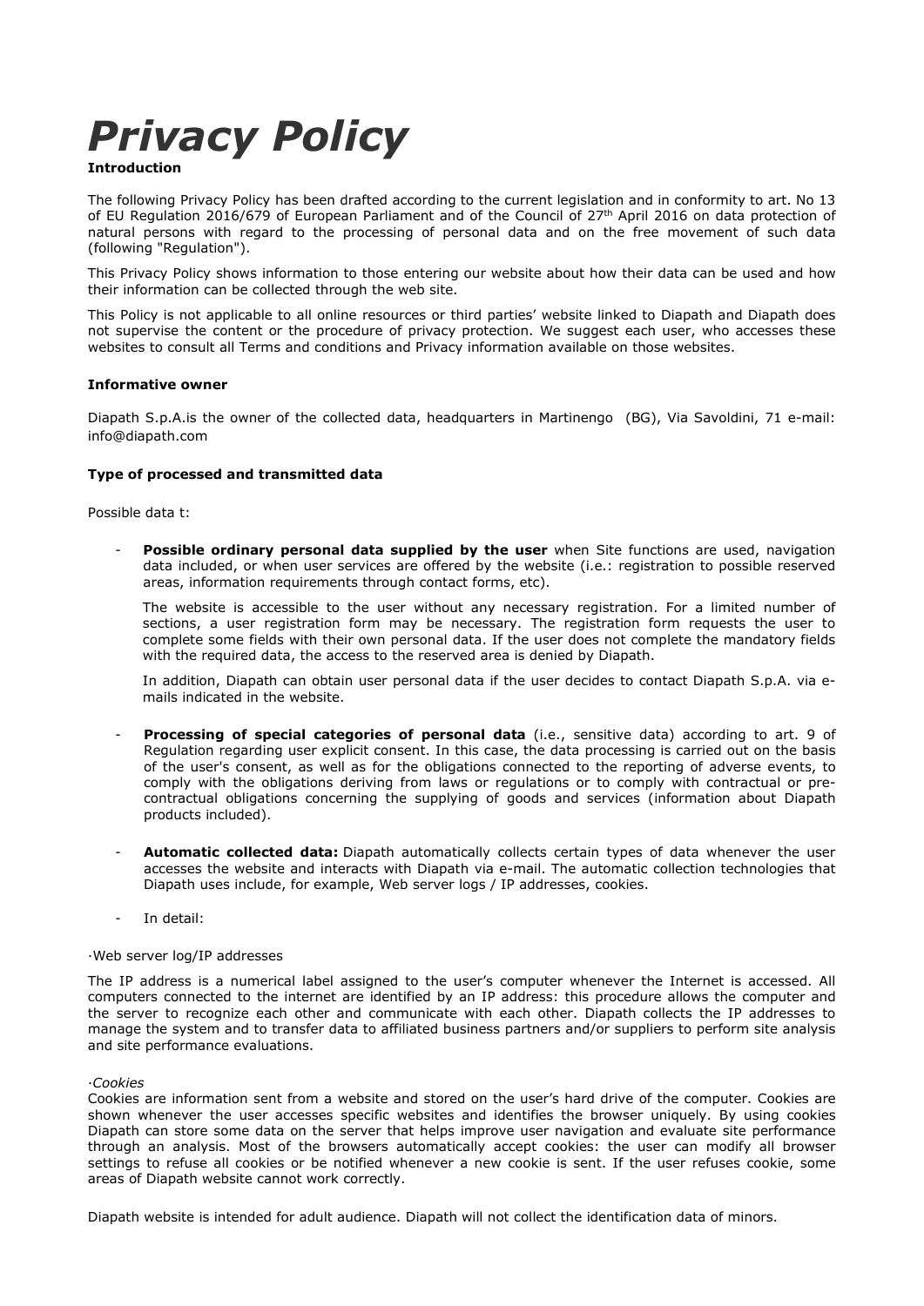# *Privacy Policy*

**Introduction**

The following Privacy Policy has been drafted according to the current legislation and in conformity to art. No 13 of EU Regulation 2016/679 of European Parliament and of the Council of 27th April 2016 on data protection of natural persons with regard to the processing of personal data and on the free movement of such data (following "Regulation").

This Privacy Policy shows information to those entering our website about how their data can be used and how their information can be collected through the web site.

This Policy is not applicable to all online resources or third parties' website linked to Diapath and Diapath does not supervise the content or the procedure of privacy protection. We suggest each user, who accesses these websites to consult all Terms and conditions and Privacy information available on those websites.

**Informative owner**

Diapath S.p.A.is the owner of the collected data, headquarters in Martinengo (BG), Via Savoldini, 71 e-mail: info@diapath.com

**Type of processed and transmitted data**

Possible data t:

- **Possible ordinary personal data supplied by the user** when Site functions are used, navigation data included, or when user services are offered by the website (i.e.: registration to possible reserved areas, information requirements through contact forms, etc).

  The website is accessible to the user without any necessary registration. For a limited number of sections, a user registration form may be necessary. The registration form requests the user to complete some fields with their own personal data. If the user does not complete the mandatory fields with the required data, the access to the reserved area is denied by Diapath.

  In addition, Diapath can obtain user personal data if the user decides to contact Diapath S.p.A. via e-mails indicated in the website.

- **Processing of special categories of personal data** (i.e., sensitive data) according to art. 9 of Regulation regarding user explicit consent. In this case, the data processing is carried out on the basis of the user's consent, as well as for the obligations connected to the reporting of adverse events, to comply with the obligations deriving from laws or regulations or to comply with contractual or pre-contractual obligations concerning the supplying of goods and services (information about Diapath products included).

- **Automatic collected data:** Diapath automatically collects certain types of data whenever the user accesses the website and interacts with Diapath via e-mail. The automatic collection technologies that Diapath uses include, for example, Web server logs / IP addresses, cookies.

- In detail:

·Web server log/IP addresses

The IP address is a numerical label assigned to the user's computer whenever the Internet is accessed. All computers connected to the internet are identified by an IP address: this procedure allows the computer and the server to recognize each other and communicate with each other. Diapath collects the IP addresses to manage the system and to transfer data to affiliated business partners and/or suppliers to perform site analysis and site performance evaluations.

*·Cookies*

Cookies are information sent from a website and stored on the user's hard drive of the computer. Cookies are shown whenever the user accesses specific websites and identifies the browser uniquely. By using cookies Diapath can store some data on the server that helps improve user navigation and evaluate site performance through an analysis. Most of the browsers automatically accept cookies: the user can modify all browser settings to refuse all cookies or be notified whenever a new cookie is sent. If the user refuses cookie, some areas of Diapath website cannot work correctly.

Diapath website is intended for adult audience. Diapath will not collect the identification data of minors.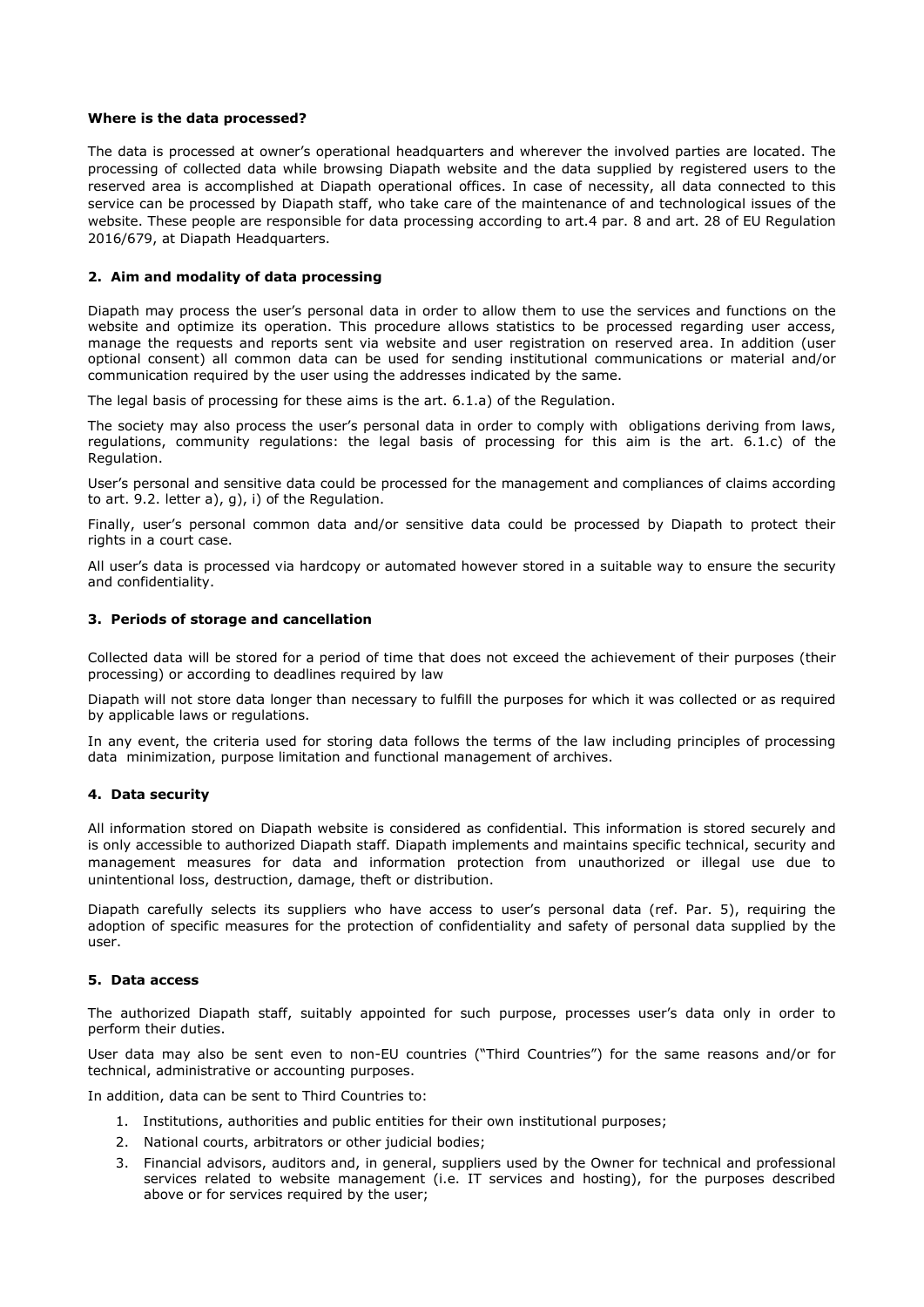**Where is the data processed?**

The data is processed at owner's operational headquarters and wherever the involved parties are located. The processing of collected data while browsing Diapath website and the data supplied by registered users to the reserved area is accomplished at Diapath operational offices. In case of necessity, all data connected to this service can be processed by Diapath staff, who take care of the maintenance of and technological issues of the website. These people are responsible for data processing according to art.4 par. 8 and art. 28 of EU Regulation 2016/679, at Diapath Headquarters.

## 2. Aim and modality of data processing

Diapath may process the user's personal data in order to allow them to use the services and functions on the website and optimize its operation. This procedure allows statistics to be processed regarding user access, manage the requests and reports sent via website and user registration on reserved area. In addition (user optional consent) all common data can be used for sending institutional communications or material and/or communication required by the user using the addresses indicated by the same.

The legal basis of processing for these aims is the art. 6.1.a) of the Regulation.

The society may also process the user's personal data in order to comply with obligations deriving from laws, regulations, community regulations: the legal basis of processing for this aim is the art. 6.1.c) of the Regulation.

User's personal and sensitive data could be processed for the management and compliances of claims according to art. 9.2. letter a), g), i) of the Regulation.

Finally, user's personal common data and/or sensitive data could be processed by Diapath to protect their rights in a court case.

All user's data is processed via hardcopy or automated however stored in a suitable way to ensure the security and confidentiality.

## 3. Periods of storage and cancellation

Collected data will be stored for a period of time that does not exceed the achievement of their purposes (their processing) or according to deadlines required by law

Diapath will not store data longer than necessary to fulfill the purposes for which it was collected or as required by applicable laws or regulations.

In any event, the criteria used for storing data follows the terms of the law including principles of processing data minimization, purpose limitation and functional management of archives.

## 4. Data security

All information stored on Diapath website is considered as confidential. This information is stored securely and is only accessible to authorized Diapath staff. Diapath implements and maintains specific technical, security and management measures for data and information protection from unauthorized or illegal use due to unintentional loss, destruction, damage, theft or distribution.

Diapath carefully selects its suppliers who have access to user's personal data (ref. Par. 5), requiring the adoption of specific measures for the protection of confidentiality and safety of personal data supplied by the user.

## 5. Data access

The authorized Diapath staff, suitably appointed for such purpose, processes user's data only in order to perform their duties.

User data may also be sent even to non-EU countries ("Third Countries") for the same reasons and/or for technical, administrative or accounting purposes.

In addition, data can be sent to Third Countries to:

1. Institutions, authorities and public entities for their own institutional purposes;
2. National courts, arbitrators or other judicial bodies;
3. Financial advisors, auditors and, in general, suppliers used by the Owner for technical and professional services related to website management (i.e. IT services and hosting), for the purposes described above or for services required by the user;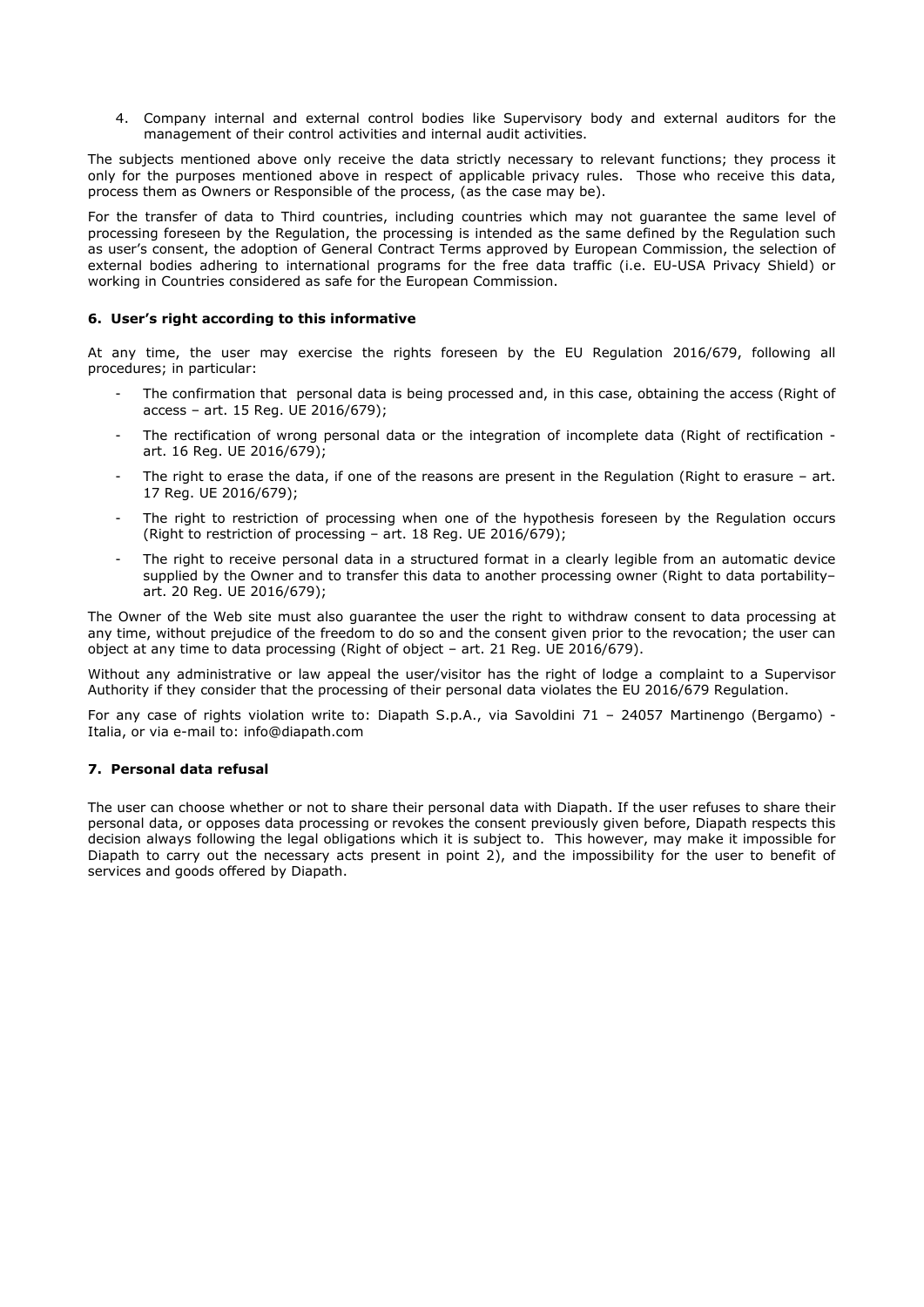4. Company internal and external control bodies like Supervisory body and external auditors for the management of their control activities and internal audit activities.

The subjects mentioned above only receive the data strictly necessary to relevant functions; they process it only for the purposes mentioned above in respect of applicable privacy rules. Those who receive this data, process them as Owners or Responsible of the process, (as the case may be).

For the transfer of data to Third countries, including countries which may not guarantee the same level of processing foreseen by the Regulation, the processing is intended as the same defined by the Regulation such as user's consent, the adoption of General Contract Terms approved by European Commission, the selection of external bodies adhering to international programs for the free data traffic (i.e. EU-USA Privacy Shield) or working in Countries considered as safe for the European Commission.

### 6. User's right according to this informative

At any time, the user may exercise the rights foreseen by the EU Regulation 2016/679, following all procedures; in particular:

- The confirmation that personal data is being processed and, in this case, obtaining the access (Right of access – art. 15 Reg. UE 2016/679);
- The rectification of wrong personal data or the integration of incomplete data (Right of rectification - art. 16 Reg. UE 2016/679);
- The right to erase the data, if one of the reasons are present in the Regulation (Right to erasure – art. 17 Reg. UE 2016/679);
- The right to restriction of processing when one of the hypothesis foreseen by the Regulation occurs (Right to restriction of processing – art. 18 Reg. UE 2016/679);
- The right to receive personal data in a structured format in a clearly legible from an automatic device supplied by the Owner and to transfer this data to another processing owner (Right to data portability– art. 20 Reg. UE 2016/679);

The Owner of the Web site must also guarantee the user the right to withdraw consent to data processing at any time, without prejudice of the freedom to do so and the consent given prior to the revocation; the user can object at any time to data processing (Right of object – art. 21 Reg. UE 2016/679).

Without any administrative or law appeal the user/visitor has the right of lodge a complaint to a Supervisor Authority if they consider that the processing of their personal data violates the EU 2016/679 Regulation.

For any case of rights violation write to: Diapath S.p.A., via Savoldini 71 – 24057 Martinengo (Bergamo) - Italia, or via e-mail to: info@diapath.com

### 7. Personal data refusal

The user can choose whether or not to share their personal data with Diapath. If the user refuses to share their personal data, or opposes data processing or revokes the consent previously given before, Diapath respects this decision always following the legal obligations which it is subject to. This however, may make it impossible for Diapath to carry out the necessary acts present in point 2), and the impossibility for the user to benefit of services and goods offered by Diapath.